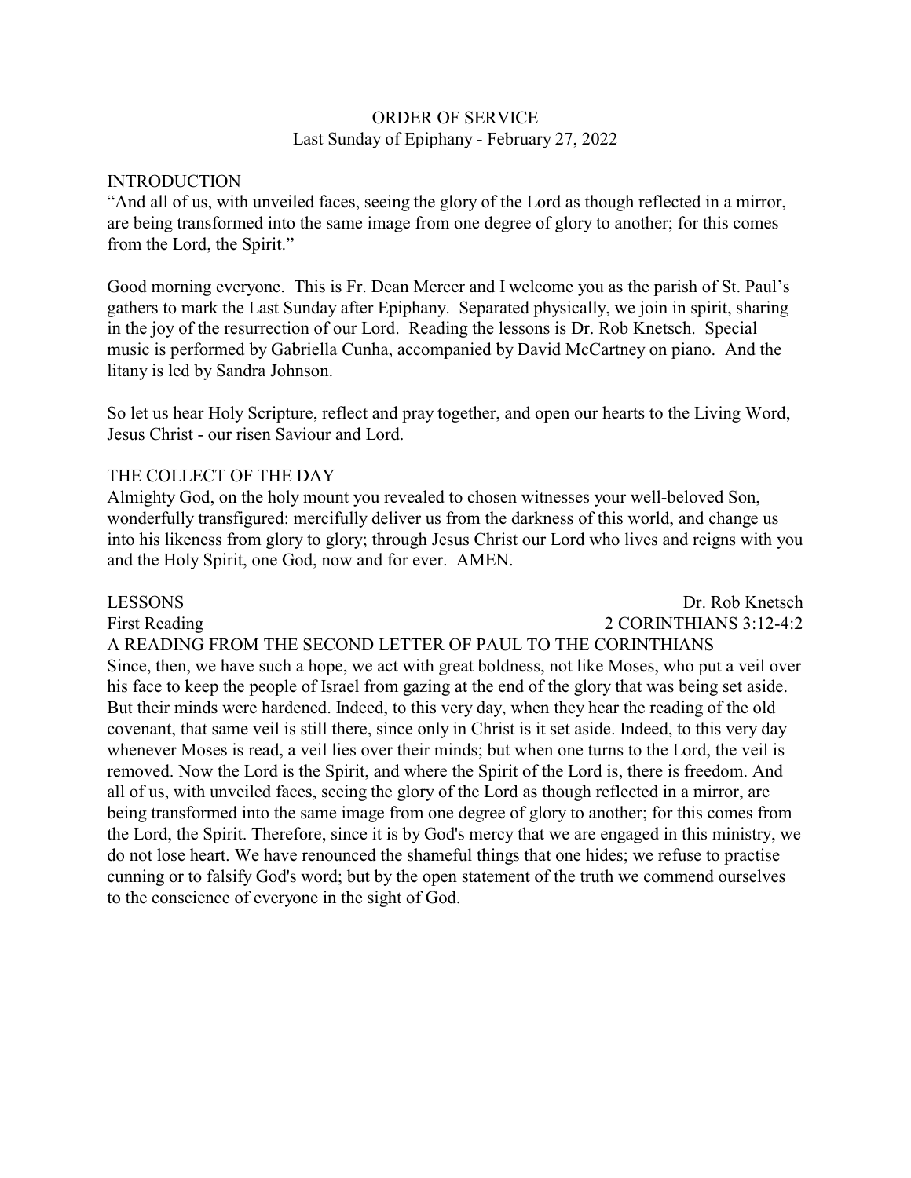# ORDER OF SERVICE

Last Sunday of Epiphany - February 27, 2022

## INTRODUCTION

"And all of us, with unveiled faces, seeing the glory of the Lord as though reflected in a mirror, are being transformed into the same image from one degree of glory to another; for this comes from the Lord, the Spirit."

Good morning everyone. This is Fr. Dean Mercer and I welcome you as the parish of St. Paul's gathers to mark the Last Sunday after Epiphany. Separated physically, we join in spirit, sharing in the joy of the resurrection of our Lord. Reading the lessons is Dr. Rob Knetsch. Special music is performed by Gabriella Cunha, accompanied by David McCartney on piano. And the litany is led by Sandra Johnson.

So let us hear Holy Scripture, reflect and pray together, and open our hearts to the Living Word, Jesus Christ - our risen Saviour and Lord.

## THE COLLECT OF THE DAY

Almighty God, on the holy mount you revealed to chosen witnesses your well-beloved Son, wonderfully transfigured: mercifully deliver us from the darkness of this world, and change us into his likeness from glory to glory; through Jesus Christ our Lord who lives and reigns with you and the Holy Spirit, one God, now and for ever. AMEN.

## LESSONS — Dr. Rob Knetsch

First Reading — 2 CORINTHIANS 3:12-4:2

A READING FROM THE SECOND LETTER OF PAUL TO THE CORINTHIANS

Since, then, we have such a hope, we act with great boldness, not like Moses, who put a veil over his face to keep the people of Israel from gazing at the end of the glory that was being set aside. But their minds were hardened. Indeed, to this very day, when they hear the reading of the old covenant, that same veil is still there, since only in Christ is it set aside. Indeed, to this very day whenever Moses is read, a veil lies over their minds; but when one turns to the Lord, the veil is removed. Now the Lord is the Spirit, and where the Spirit of the Lord is, there is freedom. And all of us, with unveiled faces, seeing the glory of the Lord as though reflected in a mirror, are being transformed into the same image from one degree of glory to another; for this comes from the Lord, the Spirit. Therefore, since it is by God's mercy that we are engaged in this ministry, we do not lose heart. We have renounced the shameful things that one hides; we refuse to practise cunning or to falsify God's word; but by the open statement of the truth we commend ourselves to the conscience of everyone in the sight of God.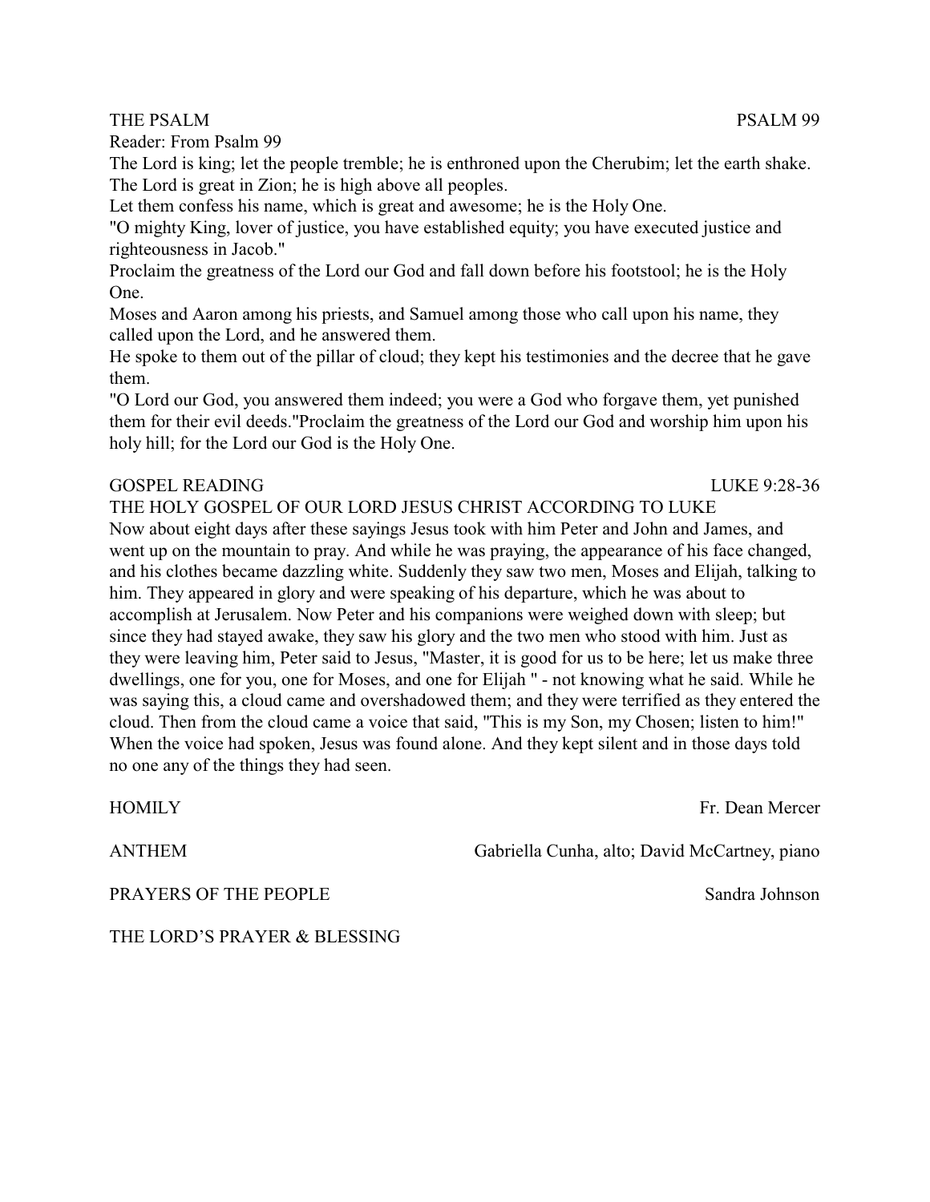THE PSALM PSALM 99

Reader: From Psalm 99

The Lord is king; let the people tremble; he is enthroned upon the Cherubim; let the earth shake.
The Lord is great in Zion; he is high above all peoples.
Let them confess his name, which is great and awesome; he is the Holy One.
"O mighty King, lover of justice, you have established equity; you have executed justice and righteousness in Jacob."
Proclaim the greatness of the Lord our God and fall down before his footstool; he is the Holy One.
Moses and Aaron among his priests, and Samuel among those who call upon his name, they called upon the Lord, and he answered them.
He spoke to them out of the pillar of cloud; they kept his testimonies and the decree that he gave them.
"O Lord our God, you answered them indeed; you were a God who forgave them, yet punished them for their evil deeds."Proclaim the greatness of the Lord our God and worship him upon his holy hill; for the Lord our God is the Holy One.

GOSPEL READING LUKE 9:28-36

THE HOLY GOSPEL OF OUR LORD JESUS CHRIST ACCORDING TO LUKE

Now about eight days after these sayings Jesus took with him Peter and John and James, and went up on the mountain to pray. And while he was praying, the appearance of his face changed, and his clothes became dazzling white. Suddenly they saw two men, Moses and Elijah, talking to him. They appeared in glory and were speaking of his departure, which he was about to accomplish at Jerusalem. Now Peter and his companions were weighed down with sleep; but since they had stayed awake, they saw his glory and the two men who stood with him. Just as they were leaving him, Peter said to Jesus, "Master, it is good for us to be here; let us make three dwellings, one for you, one for Moses, and one for Elijah " - not knowing what he said. While he was saying this, a cloud came and overshadowed them; and they were terrified as they entered the cloud. Then from the cloud came a voice that said, "This is my Son, my Chosen; listen to him!" When the voice had spoken, Jesus was found alone. And they kept silent and in those days told no one any of the things they had seen.

HOMILY Fr. Dean Mercer

ANTHEM Gabriella Cunha, alto; David McCartney, piano

PRAYERS OF THE PEOPLE Sandra Johnson

THE LORD'S PRAYER & BLESSING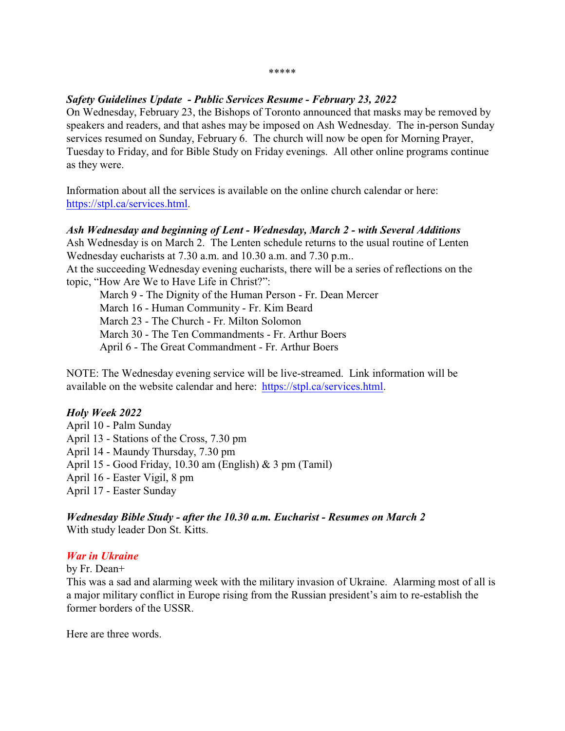\*\*\*\*\*

***Safety Guidelines Update - Public Services Resume - February 23, 2022***

On Wednesday, February 23, the Bishops of Toronto announced that masks may be removed by speakers and readers, and that ashes may be imposed on Ash Wednesday. The in-person Sunday services resumed on Sunday, February 6. The church will now be open for Morning Prayer, Tuesday to Friday, and for Bible Study on Friday evenings. All other online programs continue as they were.

Information about all the services is available on the online church calendar or here: https://stpl.ca/services.html.

***Ash Wednesday and beginning of Lent - Wednesday, March 2 - with Several Additions***

Ash Wednesday is on March 2. The Lenten schedule returns to the usual routine of Lenten Wednesday eucharists at 7.30 a.m. and 10.30 a.m. and 7.30 p.m..

At the succeeding Wednesday evening eucharists, there will be a series of reflections on the topic, "How Are We to Have Life in Christ?":

- March 9 - The Dignity of the Human Person - Fr. Dean Mercer
- March 16 - Human Community - Fr. Kim Beard
- March 23 - The Church - Fr. Milton Solomon
- March 30 - The Ten Commandments - Fr. Arthur Boers
- April 6 - The Great Commandment - Fr. Arthur Boers

NOTE: The Wednesday evening service will be live-streamed. Link information will be available on the website calendar and here: https://stpl.ca/services.html.

***Holy Week 2022***

April 10 - Palm Sunday
April 13 - Stations of the Cross, 7.30 pm
April 14 - Maundy Thursday, 7.30 pm
April 15 - Good Friday, 10.30 am (English) & 3 pm (Tamil)
April 16 - Easter Vigil, 8 pm
April 17 - Easter Sunday

***Wednesday Bible Study - after the 10.30 a.m. Eucharist - Resumes on March 2***

With study leader Don St. Kitts.

***War in Ukraine***

by Fr. Dean+

This was a sad and alarming week with the military invasion of Ukraine. Alarming most of all is a major military conflict in Europe rising from the Russian president's aim to re-establish the former borders of the USSR.

Here are three words.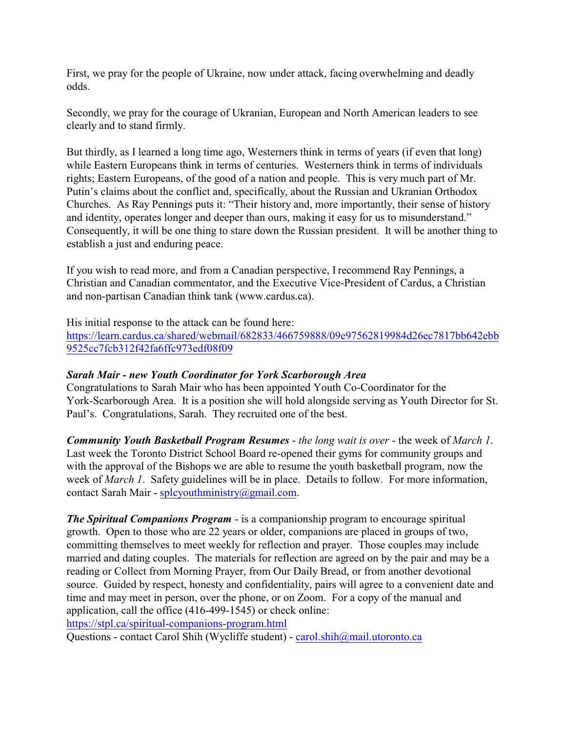First, we pray for the people of Ukraine, now under attack, facing overwhelming and deadly odds.

Secondly, we pray for the courage of Ukranian, European and North American leaders to see clearly and to stand firmly.

But thirdly, as I learned a long time ago, Westerners think in terms of years (if even that long) while Eastern Europeans think in terms of centuries. Westerners think in terms of individuals rights; Eastern Europeans, of the good of a nation and people. This is very much part of Mr. Putin's claims about the conflict and, specifically, about the Russian and Ukranian Orthodox Churches. As Ray Pennings puts it: "Their history and, more importantly, their sense of history and identity, operates longer and deeper than ours, making it easy for us to misunderstand." Consequently, it will be one thing to stare down the Russian president. It will be another thing to establish a just and enduring peace.

If you wish to read more, and from a Canadian perspective, I recommend Ray Pennings, a Christian and Canadian commentator, and the Executive Vice-President of Cardus, a Christian and non-partisan Canadian think tank (www.cardus.ca).

His initial response to the attack can be found here:
https://learn.cardus.ca/shared/webmail/682833/466759888/09e97562819984d26ec7817bb642ebb9525cc7fcb312f42fa6ffc973edf08f09

***Sarah Mair - new Youth Coordinator for York Scarborough Area***
Congratulations to Sarah Mair who has been appointed Youth Co-Coordinator for the York-Scarborough Area. It is a position she will hold alongside serving as Youth Director for St. Paul's. Congratulations, Sarah. They recruited one of the best.

***Community Youth Basketball Program Resumes*** - *the long wait is over* - the week of *March 1*. Last week the Toronto District School Board re-opened their gyms for community groups and with the approval of the Bishops we are able to resume the youth basketball program, now the week of *March 1*. Safety guidelines will be in place. Details to follow. For more information, contact Sarah Mair - splcyouthministry@gmail.com.

***The Spiritual Companions Program*** - is a companionship program to encourage spiritual growth. Open to those who are 22 years or older, companions are placed in groups of two, committing themselves to meet weekly for reflection and prayer. Those couples may include married and dating couples. The materials for reflection are agreed on by the pair and may be a reading or Collect from Morning Prayer, from Our Daily Bread, or from another devotional source. Guided by respect, honesty and confidentiality, pairs will agree to a convenient date and time and may meet in person, over the phone, or on Zoom. For a copy of the manual and application, call the office (416-499-1545) or check online:
https://stpl.ca/spiritual-companions-program.html
Questions - contact Carol Shih (Wycliffe student) - carol.shih@mail.utoronto.ca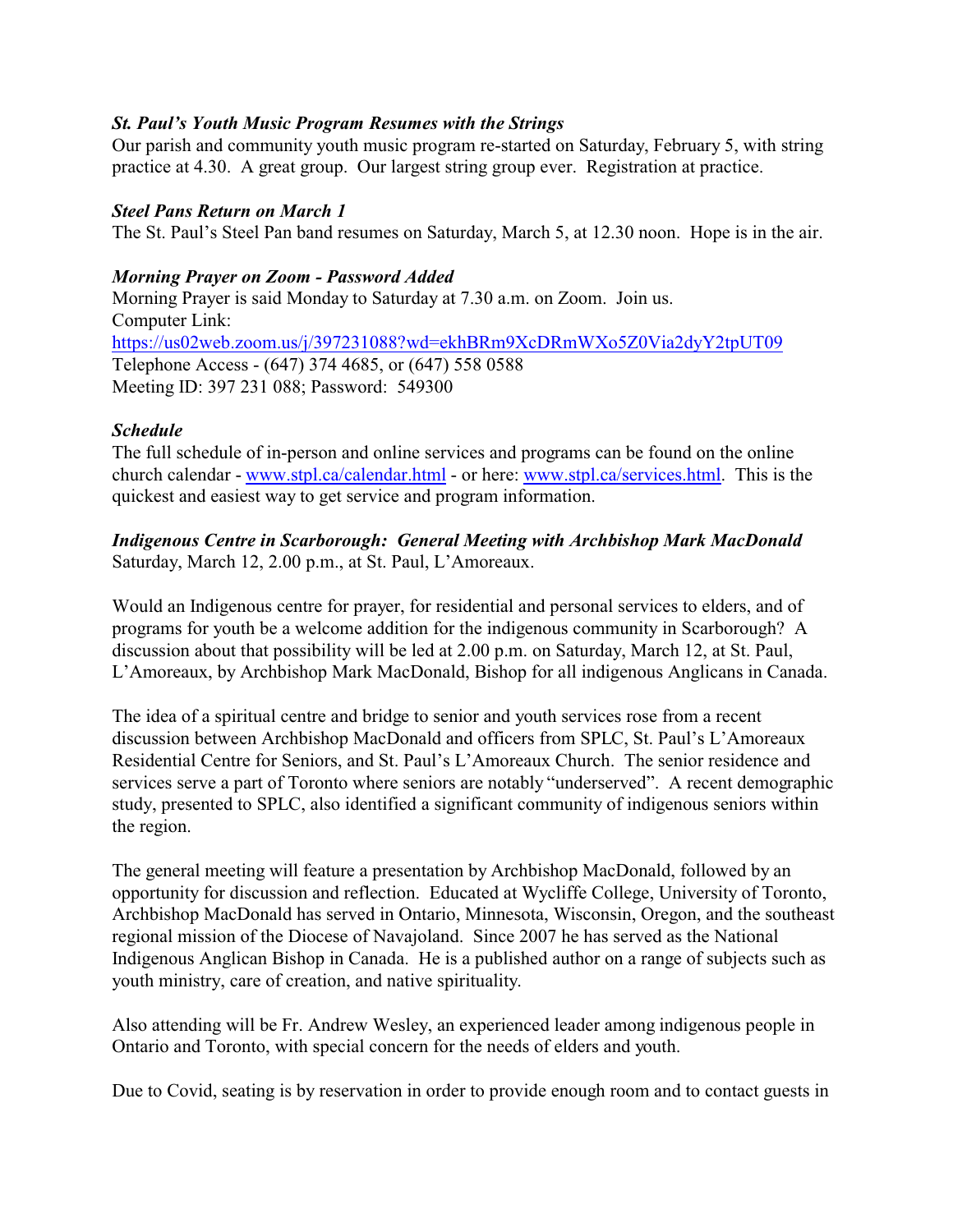***St. Paul's Youth Music Program Resumes with the Strings***

Our parish and community youth music program re-started on Saturday, February 5, with string practice at 4.30. A great group. Our largest string group ever. Registration at practice.

***Steel Pans Return on March 1***

The St. Paul's Steel Pan band resumes on Saturday, March 5, at 12.30 noon. Hope is in the air.

***Morning Prayer on Zoom - Password Added***

Morning Prayer is said Monday to Saturday at 7.30 a.m. on Zoom. Join us.
Computer Link:
https://us02web.zoom.us/j/397231088?wd=ekhBRm9XcDRmWXo5Z0Via2dyY2tpUT09
Telephone Access - (647) 374 4685, or (647) 558 0588
Meeting ID: 397 231 088; Password: 549300

***Schedule***

The full schedule of in-person and online services and programs can be found on the online church calendar - www.stpl.ca/calendar.html - or here: www.stpl.ca/services.html. This is the quickest and easiest way to get service and program information.

***Indigenous Centre in Scarborough: General Meeting with Archbishop Mark MacDonald***

Saturday, March 12, 2.00 p.m., at St. Paul, L'Amoreaux.

Would an Indigenous centre for prayer, for residential and personal services to elders, and of programs for youth be a welcome addition for the indigenous community in Scarborough? A discussion about that possibility will be led at 2.00 p.m. on Saturday, March 12, at St. Paul, L'Amoreaux, by Archbishop Mark MacDonald, Bishop for all indigenous Anglicans in Canada.

The idea of a spiritual centre and bridge to senior and youth services rose from a recent discussion between Archbishop MacDonald and officers from SPLC, St. Paul's L'Amoreaux Residential Centre for Seniors, and St. Paul's L'Amoreaux Church. The senior residence and services serve a part of Toronto where seniors are notably "underserved". A recent demographic study, presented to SPLC, also identified a significant community of indigenous seniors within the region.

The general meeting will feature a presentation by Archbishop MacDonald, followed by an opportunity for discussion and reflection. Educated at Wycliffe College, University of Toronto, Archbishop MacDonald has served in Ontario, Minnesota, Wisconsin, Oregon, and the southeast regional mission of the Diocese of Navajoland. Since 2007 he has served as the National Indigenous Anglican Bishop in Canada. He is a published author on a range of subjects such as youth ministry, care of creation, and native spirituality.

Also attending will be Fr. Andrew Wesley, an experienced leader among indigenous people in Ontario and Toronto, with special concern for the needs of elders and youth.

Due to Covid, seating is by reservation in order to provide enough room and to contact guests in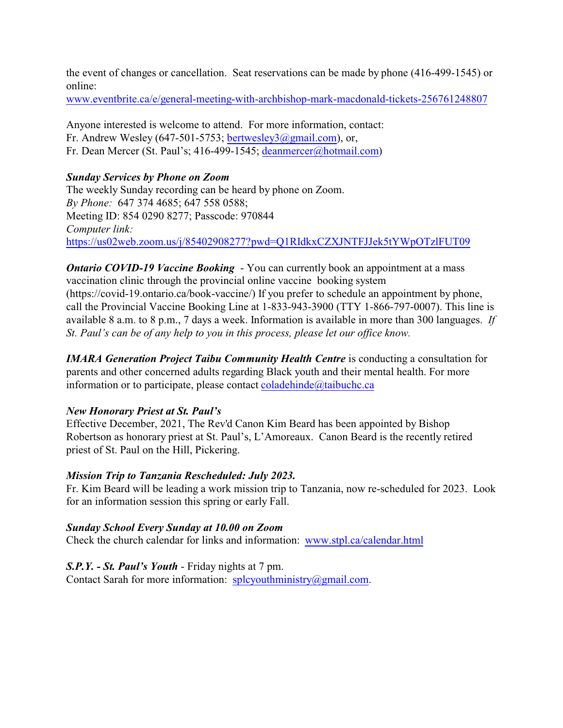the event of changes or cancellation. Seat reservations can be made by phone (416-499-1545) or online:
www.eventbrite.ca/e/general-meeting-with-archbishop-mark-macdonald-tickets-256761248807

Anyone interested is welcome to attend. For more information, contact:
Fr. Andrew Wesley (647-501-5753; bertwesley3@gmail.com), or,
Fr. Dean Mercer (St. Paul's; 416-499-1545; deanmercer@hotmail.com)

***Sunday Services by Phone on Zoom***
The weekly Sunday recording can be heard by phone on Zoom.
*By Phone:* 647 374 4685; 647 558 0588;
Meeting ID: 854 0290 8277; Passcode: 970844
*Computer link:*
https://us02web.zoom.us/j/85402908277?pwd=Q1RIdkxCZXJNTFJJek5tYWpOTzlFUT09

***Ontario COVID-19 Vaccine Booking*** - You can currently book an appointment at a mass vaccination clinic through the provincial online vaccine booking system (https://covid-19.ontario.ca/book-vaccine/) If you prefer to schedule an appointment by phone, call the Provincial Vaccine Booking Line at 1-833-943-3900 (TTY 1-866-797-0007). This line is available 8 a.m. to 8 p.m., 7 days a week. Information is available in more than 300 languages. *If St. Paul's can be of any help to you in this process, please let our office know.*

***IMARA Generation Project Taibu Community Health Centre*** is conducting a consultation for parents and other concerned adults regarding Black youth and their mental health. For more information or to participate, please contact coladehinde@taibuchc.ca

***New Honorary Priest at St. Paul's***
Effective December, 2021, The Rev'd Canon Kim Beard has been appointed by Bishop Robertson as honorary priest at St. Paul's, L'Amoreaux. Canon Beard is the recently retired priest of St. Paul on the Hill, Pickering.

***Mission Trip to Tanzania Rescheduled: July 2023.***
Fr. Kim Beard will be leading a work mission trip to Tanzania, now re-scheduled for 2023. Look for an information session this spring or early Fall.

***Sunday School Every Sunday at 10.00 on Zoom***
Check the church calendar for links and information: www.stpl.ca/calendar.html

***S.P.Y. - St. Paul's Youth*** - Friday nights at 7 pm.
Contact Sarah for more information: splcyouthministry@gmail.com.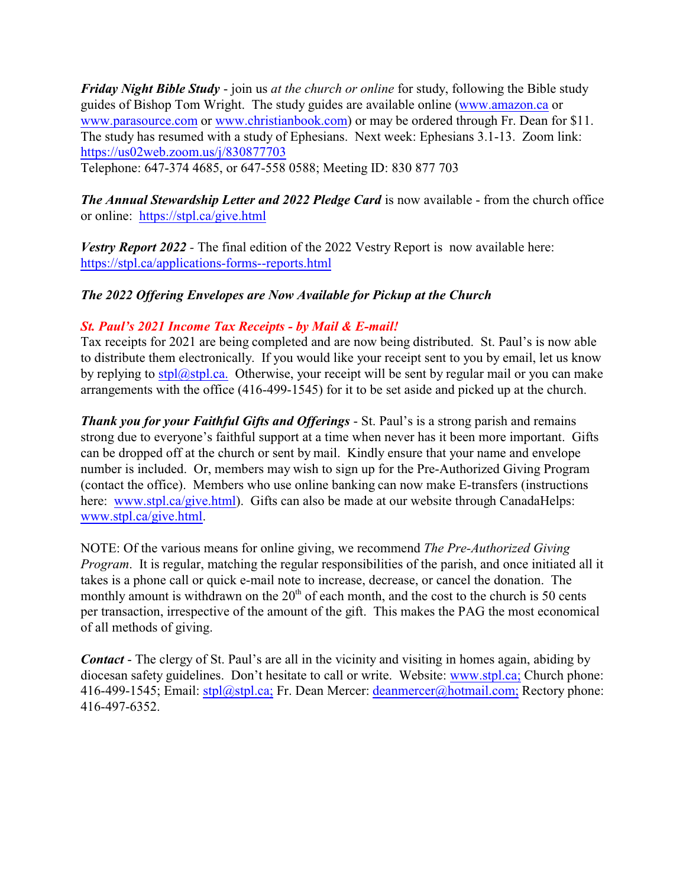***Friday Night Bible Study*** - join us *at the church or online* for study, following the Bible study guides of Bishop Tom Wright. The study guides are available online (www.amazon.ca or www.parasource.com or www.christianbook.com) or may be ordered through Fr. Dean for $11. The study has resumed with a study of Ephesians. Next week: Ephesians 3.1-13. Zoom link: https://us02web.zoom.us/j/830877703
Telephone: 647-374 4685, or 647-558 0588; Meeting ID: 830 877 703

***The Annual Stewardship Letter and 2022 Pledge Card*** is now available - from the church office or online: https://stpl.ca/give.html

***Vestry Report 2022*** - The final edition of the 2022 Vestry Report is now available here: https://stpl.ca/applications-forms--reports.html

***The 2022 Offering Envelopes are Now Available for Pickup at the Church***

***St. Paul's 2021 Income Tax Receipts - by Mail & E-mail!***
Tax receipts for 2021 are being completed and are now being distributed. St. Paul's is now able to distribute them electronically. If you would like your receipt sent to you by email, let us know by replying to stpl@stpl.ca. Otherwise, your receipt will be sent by regular mail or you can make arrangements with the office (416-499-1545) for it to be set aside and picked up at the church.

***Thank you for your Faithful Gifts and Offerings*** - St. Paul's is a strong parish and remains strong due to everyone's faithful support at a time when never has it been more important. Gifts can be dropped off at the church or sent by mail. Kindly ensure that your name and envelope number is included. Or, members may wish to sign up for the Pre-Authorized Giving Program (contact the office). Members who use online banking can now make E-transfers (instructions here: www.stpl.ca/give.html). Gifts can also be made at our website through CanadaHelps: www.stpl.ca/give.html.

NOTE: Of the various means for online giving, we recommend *The Pre-Authorized Giving Program*. It is regular, matching the regular responsibilities of the parish, and once initiated all it takes is a phone call or quick e-mail note to increase, decrease, or cancel the donation. The monthly amount is withdrawn on the 20th of each month, and the cost to the church is 50 cents per transaction, irrespective of the amount of the gift. This makes the PAG the most economical of all methods of giving.

***Contact*** - The clergy of St. Paul's are all in the vicinity and visiting in homes again, abiding by diocesan safety guidelines. Don't hesitate to call or write. Website: www.stpl.ca; Church phone: 416-499-1545; Email: stpl@stpl.ca; Fr. Dean Mercer: deanmercer@hotmail.com; Rectory phone: 416-497-6352.